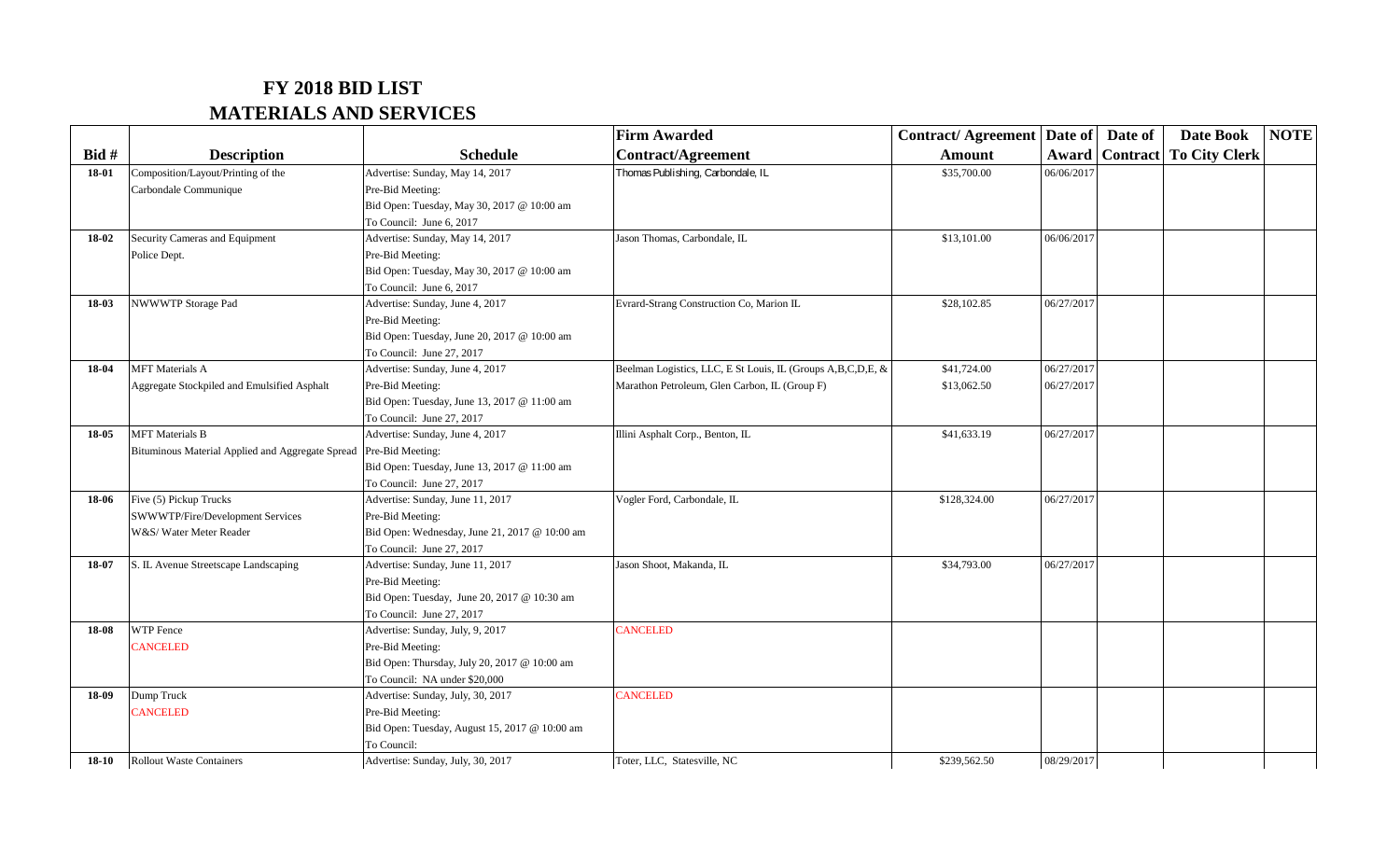# FY 2018 BID LIST

## MATERIALS AND SERVICES

| Bid # | Description | Schedule | Firm Awarded Contract/Agreement | Contract/ Agreement Amount | Date of Award | Date of Contract | Date Book To City Clerk | NOTE |
|---|---|---|---|---|---|---|---|---|
| 18-01 | Composition/Layout/Printing of the Carbondale Communique | Advertise: Sunday, May 14, 2017<br>Pre-Bid Meeting:<br>Bid Open: Tuesday, May 30, 2017 @ 10:00 am<br>To Council: June 6, 2017 | Thomas Publishing, Carbondale, IL | $35,700.00 | 06/06/2017 | | | |
| 18-02 | Security Cameras and Equipment Police Dept. | Advertise: Sunday, May 14, 2017<br>Pre-Bid Meeting:<br>Bid Open: Tuesday, May 30, 2017 @ 10:00 am<br>To Council: June 6, 2017 | Jason Thomas, Carbondale, IL | $13,101.00 | 06/06/2017 | | | |
| 18-03 | NWWWTP Storage Pad | Advertise: Sunday, June 4, 2017<br>Pre-Bid Meeting:<br>Bid Open: Tuesday, June 20, 2017 @ 10:00 am<br>To Council: June 27, 2017 | Evrard-Strang Construction Co, Marion IL | $28,102.85 | 06/27/2017 | | | |
| 18-04 | MFT Materials A<br>Aggregate Stockpiled and Emulsified Asphalt | Advertise: Sunday, June 4, 2017<br>Pre-Bid Meeting:<br>Bid Open: Tuesday, June 13, 2017 @ 11:00 am<br>To Council: June 27, 2017 | Beelman Logistics, LLC, E St Louis, IL (Groups A,B,C,D,E, &<br>Marathon Petroleum, Glen Carbon, IL (Group F) | $41,724.00<br>$13,062.50 | 06/27/2017<br>06/27/2017 | | | |
| 18-05 | MFT Materials B<br>Bituminous Material Applied and Aggregate Spread | Advertise: Sunday, June 4, 2017<br>Pre-Bid Meeting:<br>Bid Open: Tuesday, June 13, 2017 @ 11:00 am<br>To Council: June 27, 2017 | Illini Asphalt Corp., Benton, IL | $41,633.19 | 06/27/2017 | | | |
| 18-06 | Five (5) Pickup Trucks<br>SWWWTP/Fire/Development Services<br>W&S/ Water Meter Reader | Advertise: Sunday, June 11, 2017<br>Pre-Bid Meeting:<br>Bid Open: Wednesday, June 21, 2017 @ 10:00 am<br>To Council: June 27, 2017 | Vogler Ford, Carbondale, IL | $128,324.00 | 06/27/2017 | | | |
| 18-07 | S. IL Avenue Streetscape Landscaping | Advertise: Sunday, June 11, 2017<br>Pre-Bid Meeting:<br>Bid Open: Tuesday, June 20, 2017 @ 10:30 am<br>To Council: June 27, 2017 | Jason Shoot, Makanda, IL | $34,793.00 | 06/27/2017 | | | |
| 18-08 | WTP Fence<br>CANCELED | Advertise: Sunday, July, 9, 2017<br>Pre-Bid Meeting:<br>Bid Open: Thursday, July 20, 2017 @ 10:00 am<br>To Council: NA under $20,000 | CANCELED | | | | | |
| 18-09 | Dump Truck<br>CANCELED | Advertise: Sunday, July, 30, 2017<br>Pre-Bid Meeting:<br>Bid Open: Tuesday, August 15, 2017 @ 10:00 am<br>To Council: | CANCELED | | | | | |
| 18-10 | Rollout Waste Containers | Advertise: Sunday, July, 30, 2017 | Toter, LLC, Statesville, NC | $239,562.50 | 08/29/2017 | | | |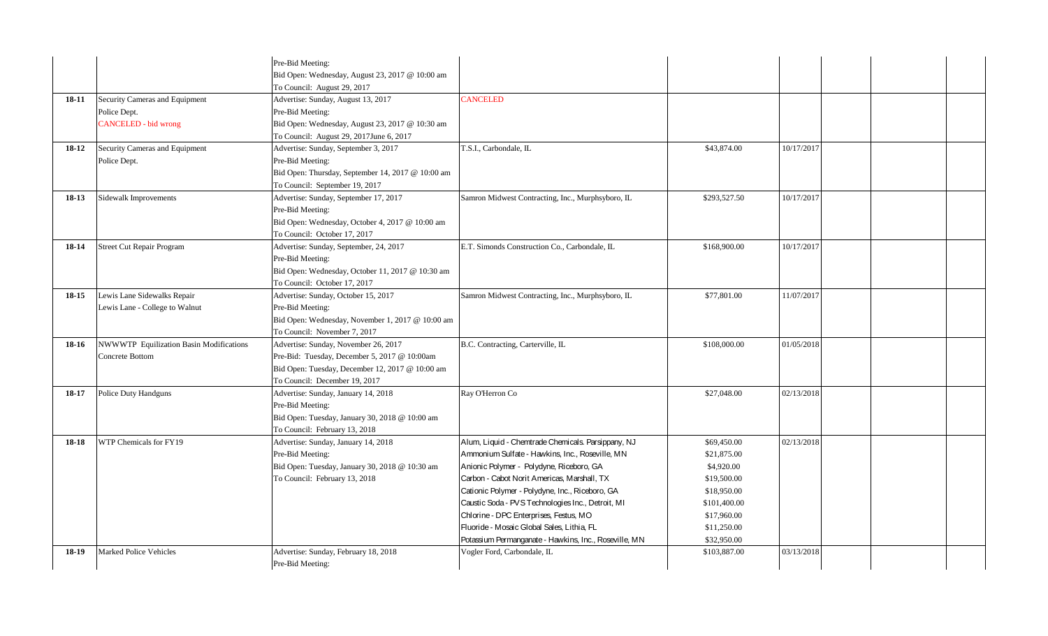| | | | | | | | | |
|---|---|---|---|---|---|---|---|---|
| | | Pre-Bid Meeting:<br>Bid Open: Wednesday, August 23, 2017 @ 10:00 am<br>To Council: August 29, 2017 | | | | | | |
| **18-11** | Security Cameras and Equipment<br>Police Dept.<br>CANCELED - bid wrong | Advertise: Sunday, August 13, 2017<br>Pre-Bid Meeting:<br>Bid Open: Wednesday, August 23, 2017 @ 10:30 am<br>To Council: August 29, 2017June 6, 2017 | CANCELED | | | | | |
| **18-12** | Security Cameras and Equipment<br>Police Dept. | Advertise: Sunday, September 3, 2017<br>Pre-Bid Meeting:<br>Bid Open: Thursday, September 14, 2017 @ 10:00 am<br>To Council: September 19, 2017 | T.S.I., Carbondale, IL | $43,874.00 | 10/17/2017 | | | |
| **18-13** | Sidewalk Improvements | Advertise: Sunday, September 17, 2017<br>Pre-Bid Meeting:<br>Bid Open: Wednesday, October 4, 2017 @ 10:00 am<br>To Council: October 17, 2017 | Samron Midwest Contracting, Inc., Murphysboro, IL | $293,527.50 | 10/17/2017 | | | |
| **18-14** | Street Cut Repair Program | Advertise: Sunday, September, 24, 2017<br>Pre-Bid Meeting:<br>Bid Open: Wednesday, October 11, 2017 @ 10:30 am<br>To Council: October 17, 2017 | E.T. Simonds Construction Co., Carbondale, IL | $168,900.00 | 10/17/2017 | | | |
| **18-15** | Lewis Lane Sidewalks Repair<br>Lewis Lane - College to Walnut | Advertise: Sunday, October 15, 2017<br>Pre-Bid Meeting:<br>Bid Open: Wednesday, November 1, 2017 @ 10:00 am<br>To Council: November 7, 2017 | Samron Midwest Contracting, Inc., Murphysboro, IL | $77,801.00 | 11/07/2017 | | | |
| **18-16** | NWWWTP Equilization Basin Modifications<br>Concrete Bottom | Advertise: Sunday, November 26, 2017<br>Pre-Bid: Tuesday, December 5, 2017 @ 10:00am<br>Bid Open: Tuesday, December 12, 2017 @ 10:00 am<br>To Council: December 19, 2017 | B.C. Contracting, Carterville, IL | $108,000.00 | 01/05/2018 | | | |
| **18-17** | Police Duty Handguns | Advertise: Sunday, January 14, 2018<br>Pre-Bid Meeting:<br>Bid Open: Tuesday, January 30, 2018 @ 10:00 am<br>To Council: February 13, 2018 | Ray O'Herron Co | $27,048.00 | 02/13/2018 | | | |
| **18-18** | WTP Chemicals for FY19 | Advertise: Sunday, January 14, 2018<br>Pre-Bid Meeting:<br>Bid Open: Tuesday, January 30, 2018 @ 10:30 am<br>To Council: February 13, 2018 | Alum, Liquid - Chemtrade Chemicals. Parsippany, NJ<br>Ammonium Sulfate - Hawkins, Inc., Roseville, MN<br>Anionic Polymer - Polydyne, Riceboro, GA<br>Carbon - Cabot Norit Americas, Marshall, TX<br>Cationic Polymer - Polydyne, Inc., Riceboro, GA<br>Caustic Soda - PVS Technologies Inc., Detroit, MI<br>Chlorine - DPC Enterprises, Festus, MO<br>Fluoride - Mosaic Global Sales, Lithia, FL<br>Potassium Permanganate - Hawkins, Inc., Roseville, MN | $69,450.00<br>$21,875.00<br>$4,920.00<br>$19,500.00<br>$18,950.00<br>$101,400.00<br>$17,960.00<br>$11,250.00<br>$32,950.00 | 02/13/2018 | | | |
| **18-19** | Marked Police Vehicles | Advertise: Sunday, February 18, 2018<br>Pre-Bid Meeting: | Vogler Ford, Carbondale, IL | $103,887.00 | 03/13/2018 | | | |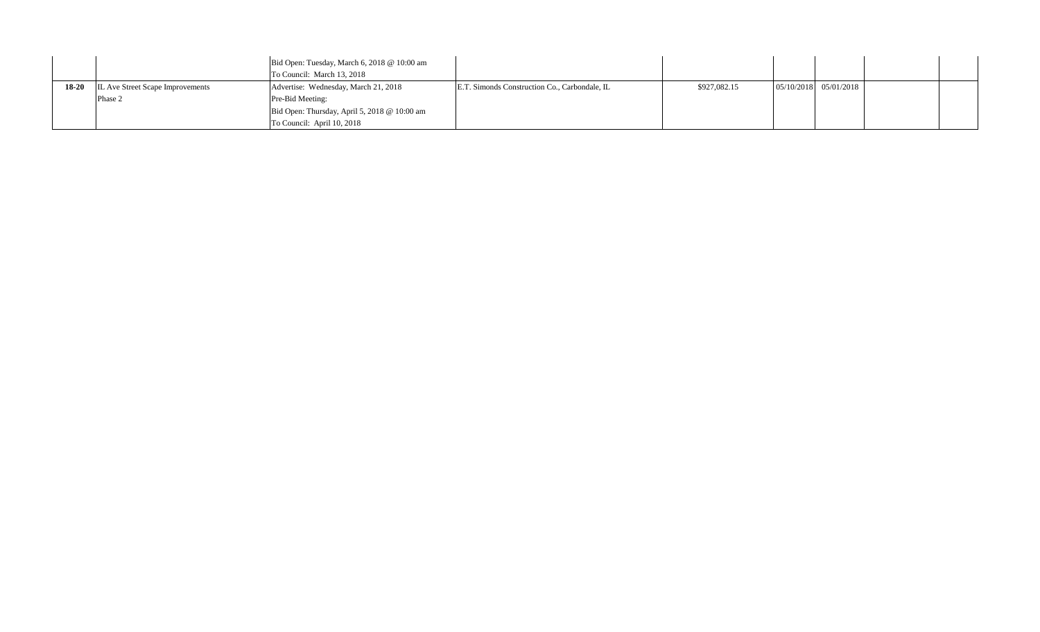| | | | | | | | | |
|---|---|---|---|---|---|---|---|---|
| | | Bid Open: Tuesday, March 6, 2018 @ 10:00 am<br>To Council: March 13, 2018 | | | | | | |
| **18-20** | IL Ave Street Scape Improvements<br>Phase 2 | Advertise: Wednesday, March 21, 2018<br>Pre-Bid Meeting:<br>Bid Open: Thursday, April 5, 2018 @ 10:00 am<br>To Council: April 10, 2018 | E.T. Simonds Construction Co., Carbondale, IL | $927,082.15 | 05/10/2018 | 05/01/2018 | | |